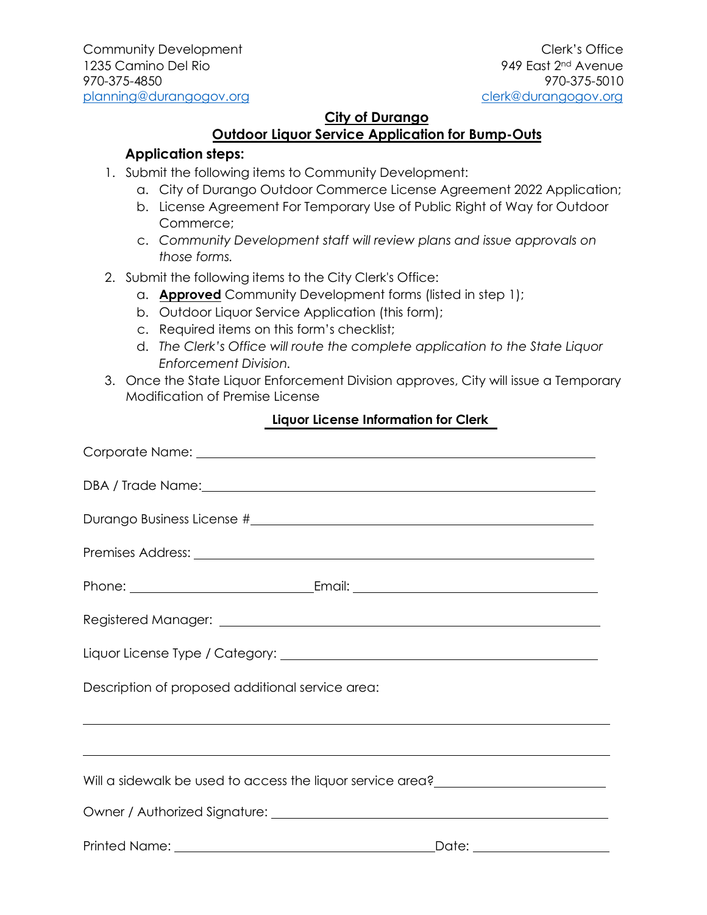Community Development
1235 Camino Del Rio
970-375-4850
planning@durangogov.org

Clerk's Office
949 East 2nd Avenue
970-375-5010
clerk@durangogov.org

## City of Durango

## Outdoor Liquor Service Application for Bump-Outs

### Application steps:

1. Submit the following items to Community Development:
   a. City of Durango Outdoor Commerce License Agreement 2022 Application;
   b. License Agreement For Temporary Use of Public Right of Way for Outdoor Commerce;
   c. *Community Development staff will review plans and issue approvals on those forms.*
2. Submit the following items to the City Clerk's Office:
   a. **Approved** Community Development forms (listed in step 1);
   b. Outdoor Liquor Service Application (this form);
   c. Required items on this form's checklist;
   d. *The Clerk's Office will route the complete application to the State Liquor Enforcement Division.*
3. Once the State Liquor Enforcement Division approves, City will issue a Temporary Modification of Premise License

### Liquor License Information for Clerk

Corporate Name: ______________________________________________

DBA / Trade Name: ______________________________________________

Durango Business License # ______________________________________________

Premises Address: ______________________________________________

Phone: ____________________ Email: ______________________________

Registered Manager: ______________________________________________

Liquor License Type / Category: ______________________________________________

Description of proposed additional service area:

______________________________________________

______________________________________________

Will a sidewalk be used to access the liquor service area? ____________________

Owner / Authorized Signature: ______________________________________________

Printed Name: ______________________________ Date: ____________________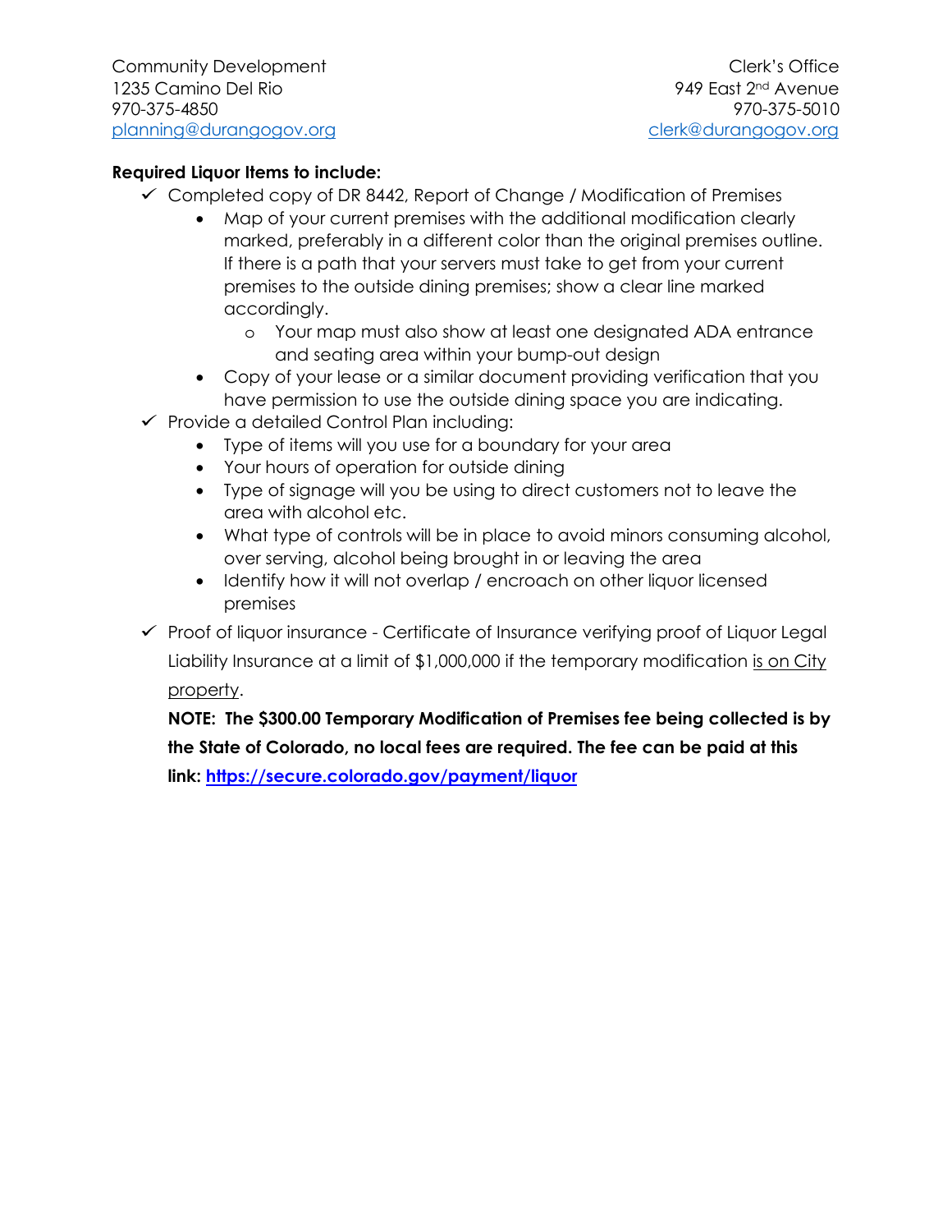Community Development
1235 Camino Del Rio
970-375-4850
planning@durangogov.org

Clerk's Office
949 East 2nd Avenue
970-375-5010
clerk@durangogov.org

**Required Liquor Items to include:**

- ✓ Completed copy of DR 8442, Report of Change / Modification of Premises
  - Map of your current premises with the additional modification clearly marked, preferably in a different color than the original premises outline. If there is a path that your servers must take to get from your current premises to the outside dining premises; show a clear line marked accordingly.
    - Your map must also show at least one designated ADA entrance and seating area within your bump-out design
  - Copy of your lease or a similar document providing verification that you have permission to use the outside dining space you are indicating.
- ✓ Provide a detailed Control Plan including:
  - Type of items will you use for a boundary for your area
  - Your hours of operation for outside dining
  - Type of signage will you be using to direct customers not to leave the area with alcohol etc.
  - What type of controls will be in place to avoid minors consuming alcohol, over serving, alcohol being brought in or leaving the area
  - Identify how it will not overlap / encroach on other liquor licensed premises
- ✓ Proof of liquor insurance - Certificate of Insurance verifying proof of Liquor Legal Liability Insurance at a limit of $1,000,000 if the temporary modification is on City property.

  **NOTE: The $300.00 Temporary Modification of Premises fee being collected is by the State of Colorado, no local fees are required. The fee can be paid at this link: https://secure.colorado.gov/payment/liquor**